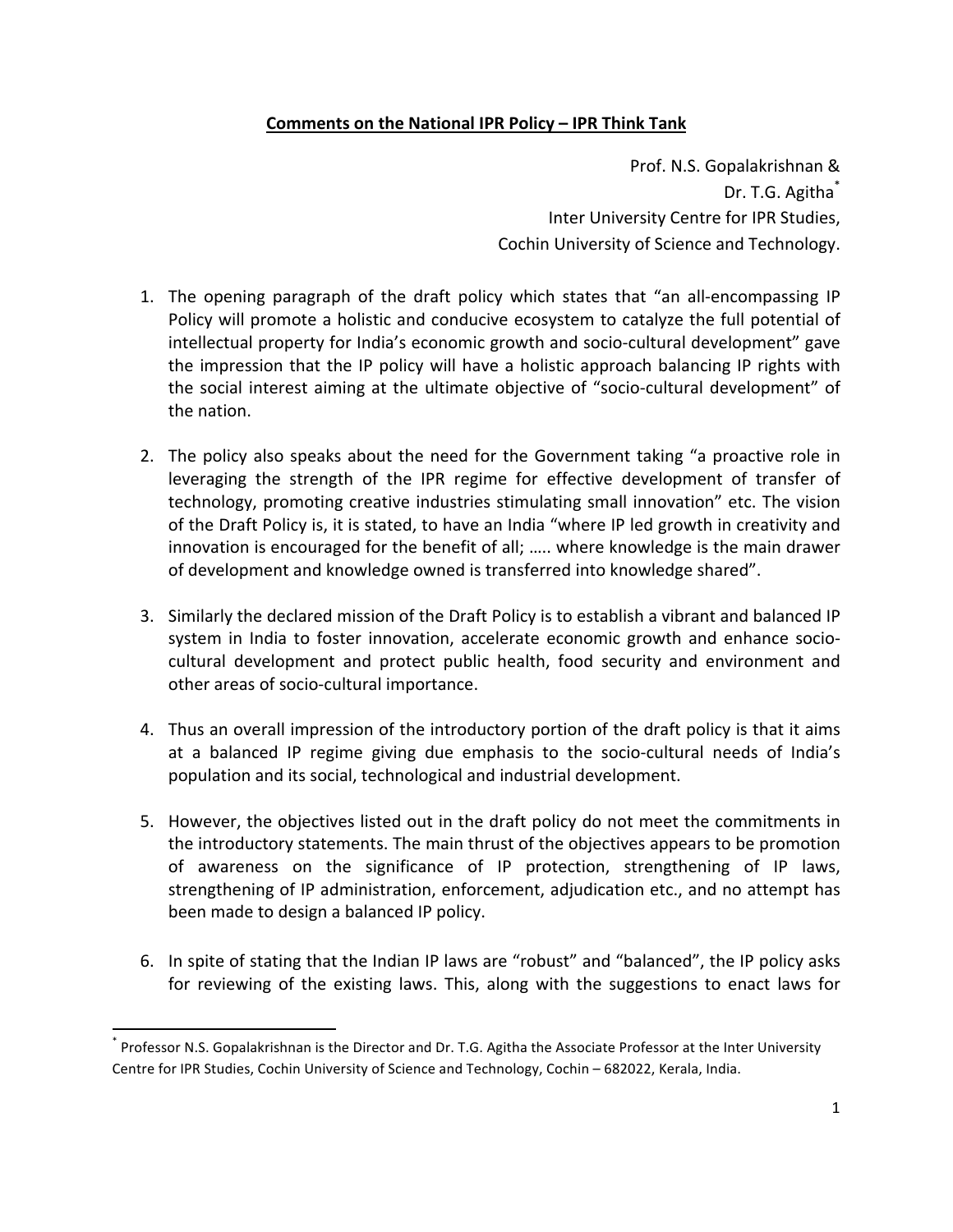**Comments on the National IPR Policy – IPR Think Tank**

Prof. N.S. Gopalakrishnan &
Dr. T.G. Agitha*
Inter University Centre for IPR Studies,
Cochin University of Science and Technology.

1. The opening paragraph of the draft policy which states that "an all-encompassing IP Policy will promote a holistic and conducive ecosystem to catalyze the full potential of intellectual property for India's economic growth and socio-cultural development" gave the impression that the IP policy will have a holistic approach balancing IP rights with the social interest aiming at the ultimate objective of "socio-cultural development" of the nation.

2. The policy also speaks about the need for the Government taking "a proactive role in leveraging the strength of the IPR regime for effective development of transfer of technology, promoting creative industries stimulating small innovation" etc. The vision of the Draft Policy is, it is stated, to have an India "where IP led growth in creativity and innovation is encouraged for the benefit of all; ….. where knowledge is the main drawer of development and knowledge owned is transferred into knowledge shared".

3. Similarly the declared mission of the Draft Policy is to establish a vibrant and balanced IP system in India to foster innovation, accelerate economic growth and enhance socio-cultural development and protect public health, food security and environment and other areas of socio-cultural importance.

4. Thus an overall impression of the introductory portion of the draft policy is that it aims at a balanced IP regime giving due emphasis to the socio-cultural needs of India's population and its social, technological and industrial development.

5. However, the objectives listed out in the draft policy do not meet the commitments in the introductory statements. The main thrust of the objectives appears to be promotion of awareness on the significance of IP protection, strengthening of IP laws, strengthening of IP administration, enforcement, adjudication etc., and no attempt has been made to design a balanced IP policy.

6. In spite of stating that the Indian IP laws are "robust" and "balanced", the IP policy asks for reviewing of the existing laws. This, along with the suggestions to enact laws for

---

* Professor N.S. Gopalakrishnan is the Director and Dr. T.G. Agitha the Associate Professor at the Inter University Centre for IPR Studies, Cochin University of Science and Technology, Cochin – 682022, Kerala, India.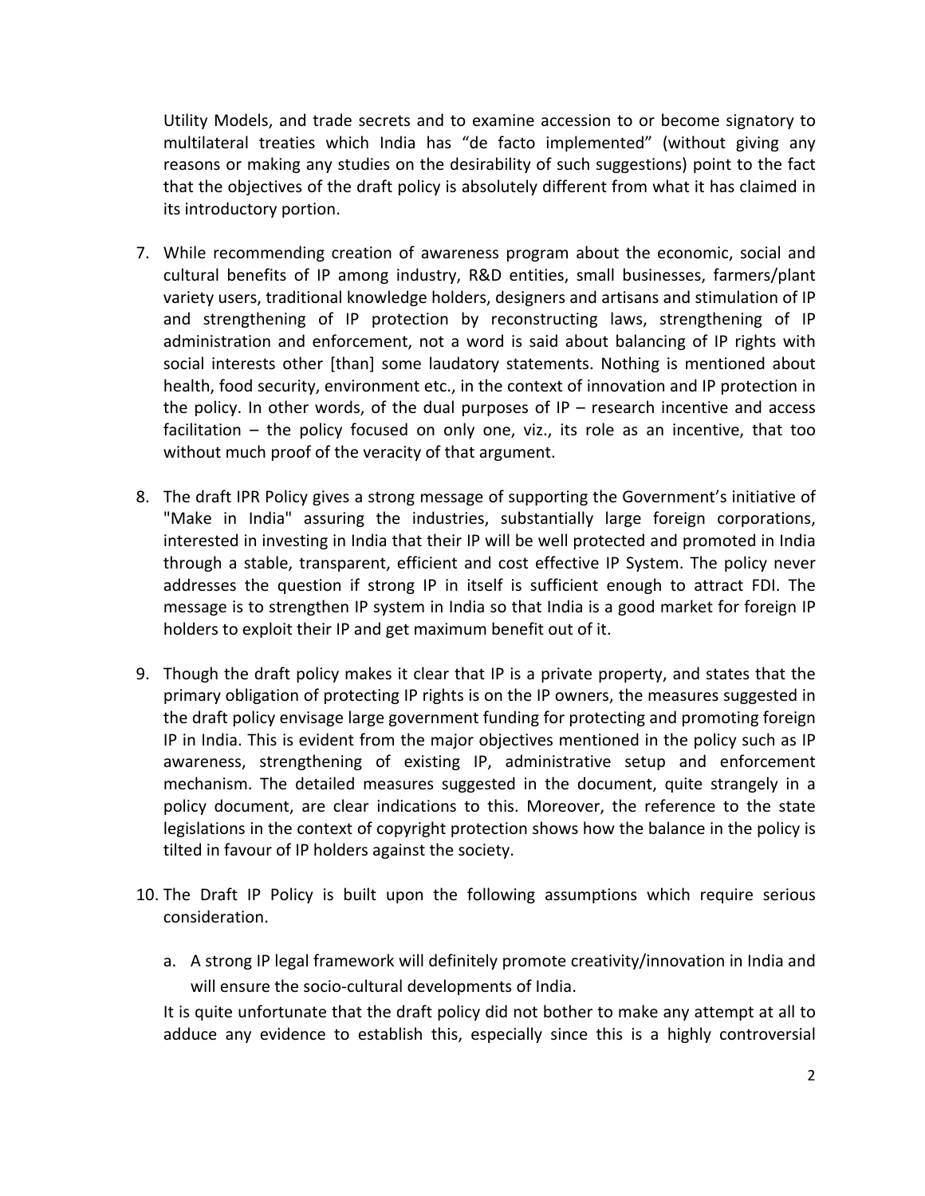Utility Models, and trade secrets and to examine accession to or become signatory to multilateral treaties which India has “de facto implemented” (without giving any reasons or making any studies on the desirability of such suggestions) point to the fact that the objectives of the draft policy is absolutely different from what it has claimed in its introductory portion.

7. While recommending creation of awareness program about the economic, social and cultural benefits of IP among industry, R&D entities, small businesses, farmers/plant variety users, traditional knowledge holders, designers and artisans and stimulation of IP and strengthening of IP protection by reconstructing laws, strengthening of IP administration and enforcement, not a word is said about balancing of IP rights with social interests other [than] some laudatory statements. Nothing is mentioned about health, food security, environment etc., in the context of innovation and IP protection in the policy. In other words, of the dual purposes of IP – research incentive and access facilitation – the policy focused on only one, viz., its role as an incentive, that too without much proof of the veracity of that argument.

8. The draft IPR Policy gives a strong message of supporting the Government’s initiative of "Make in India" assuring the industries, substantially large foreign corporations, interested in investing in India that their IP will be well protected and promoted in India through a stable, transparent, efficient and cost effective IP System. The policy never addresses the question if strong IP in itself is sufficient enough to attract FDI. The message is to strengthen IP system in India so that India is a good market for foreign IP holders to exploit their IP and get maximum benefit out of it.

9. Though the draft policy makes it clear that IP is a private property, and states that the primary obligation of protecting IP rights is on the IP owners, the measures suggested in the draft policy envisage large government funding for protecting and promoting foreign IP in India. This is evident from the major objectives mentioned in the policy such as IP awareness, strengthening of existing IP, administrative setup and enforcement mechanism. The detailed measures suggested in the document, quite strangely in a policy document, are clear indications to this. Moreover, the reference to the state legislations in the context of copyright protection shows how the balance in the policy is tilted in favour of IP holders against the society.

10. The Draft IP Policy is built upon the following assumptions which require serious consideration.

    a. A strong IP legal framework will definitely promote creativity/innovation in India and will ensure the socio-cultural developments of India.

    It is quite unfortunate that the draft policy did not bother to make any attempt at all to adduce any evidence to establish this, especially since this is a highly controversial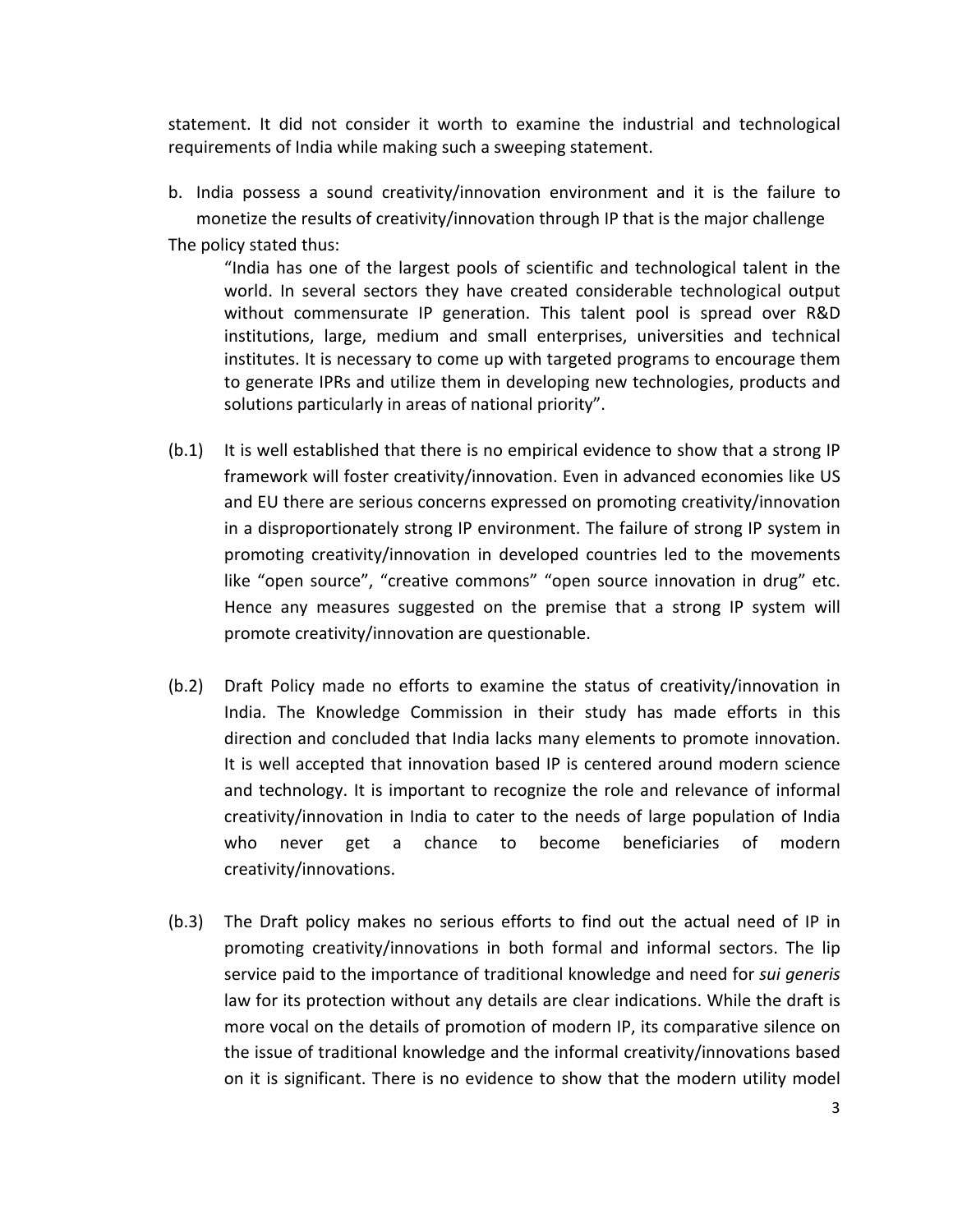statement. It did not consider it worth to examine the industrial and technological requirements of India while making such a sweeping statement.

b. India possess a sound creativity/innovation environment and it is the failure to monetize the results of creativity/innovation through IP that is the major challenge

The policy stated thus:

> "India has one of the largest pools of scientific and technological talent in the world. In several sectors they have created considerable technological output without commensurate IP generation. This talent pool is spread over R&D institutions, large, medium and small enterprises, universities and technical institutes. It is necessary to come up with targeted programs to encourage them to generate IPRs and utilize them in developing new technologies, products and solutions particularly in areas of national priority".

(b.1) It is well established that there is no empirical evidence to show that a strong IP framework will foster creativity/innovation. Even in advanced economies like US and EU there are serious concerns expressed on promoting creativity/innovation in a disproportionately strong IP environment. The failure of strong IP system in promoting creativity/innovation in developed countries led to the movements like "open source", "creative commons" "open source innovation in drug" etc. Hence any measures suggested on the premise that a strong IP system will promote creativity/innovation are questionable.

(b.2) Draft Policy made no efforts to examine the status of creativity/innovation in India. The Knowledge Commission in their study has made efforts in this direction and concluded that India lacks many elements to promote innovation. It is well accepted that innovation based IP is centered around modern science and technology. It is important to recognize the role and relevance of informal creativity/innovation in India to cater to the needs of large population of India who never get a chance to become beneficiaries of modern creativity/innovations.

(b.3) The Draft policy makes no serious efforts to find out the actual need of IP in promoting creativity/innovations in both formal and informal sectors. The lip service paid to the importance of traditional knowledge and need for *sui generis* law for its protection without any details are clear indications. While the draft is more vocal on the details of promotion of modern IP, its comparative silence on the issue of traditional knowledge and the informal creativity/innovations based on it is significant. There is no evidence to show that the modern utility model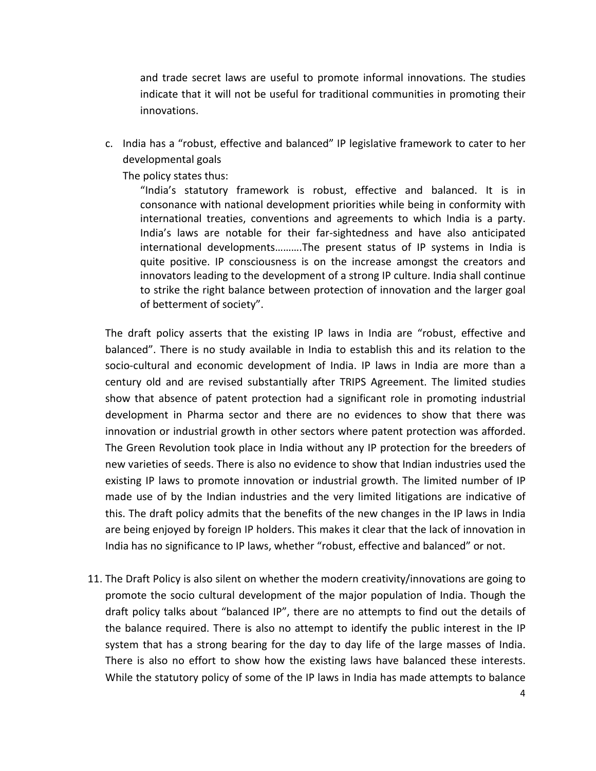and trade secret laws are useful to promote informal innovations. The studies indicate that it will not be useful for traditional communities in promoting their innovations.

c. India has a "robust, effective and balanced" IP legislative framework to cater to her developmental goals

   The policy states thus:

   > "India's statutory framework is robust, effective and balanced. It is in consonance with national development priorities while being in conformity with international treaties, conventions and agreements to which India is a party. India's laws are notable for their far-sightedness and have also anticipated international developments……….The present status of IP systems in India is quite positive. IP consciousness is on the increase amongst the creators and innovators leading to the development of a strong IP culture. India shall continue to strike the right balance between protection of innovation and the larger goal of betterment of society".

The draft policy asserts that the existing IP laws in India are "robust, effective and balanced". There is no study available in India to establish this and its relation to the socio-cultural and economic development of India. IP laws in India are more than a century old and are revised substantially after TRIPS Agreement. The limited studies show that absence of patent protection had a significant role in promoting industrial development in Pharma sector and there are no evidences to show that there was innovation or industrial growth in other sectors where patent protection was afforded. The Green Revolution took place in India without any IP protection for the breeders of new varieties of seeds. There is also no evidence to show that Indian industries used the existing IP laws to promote innovation or industrial growth. The limited number of IP made use of by the Indian industries and the very limited litigations are indicative of this. The draft policy admits that the benefits of the new changes in the IP laws in India are being enjoyed by foreign IP holders. This makes it clear that the lack of innovation in India has no significance to IP laws, whether "robust, effective and balanced" or not.

11. The Draft Policy is also silent on whether the modern creativity/innovations are going to promote the socio cultural development of the major population of India. Though the draft policy talks about "balanced IP", there are no attempts to find out the details of the balance required. There is also no attempt to identify the public interest in the IP system that has a strong bearing for the day to day life of the large masses of India. There is also no effort to show how the existing laws have balanced these interests. While the statutory policy of some of the IP laws in India has made attempts to balance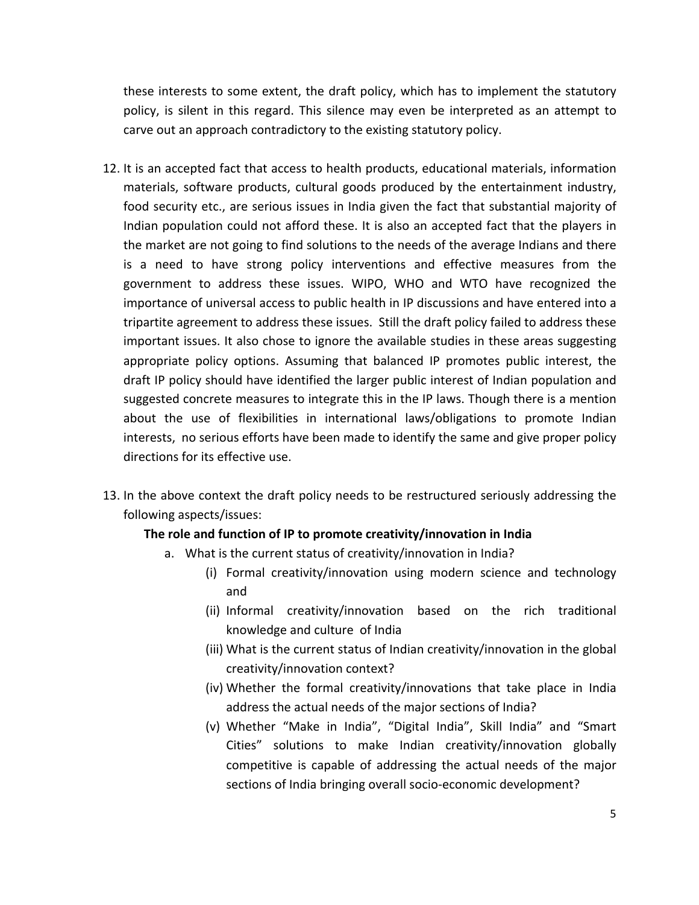these interests to some extent, the draft policy, which has to implement the statutory policy, is silent in this regard. This silence may even be interpreted as an attempt to carve out an approach contradictory to the existing statutory policy.

12. It is an accepted fact that access to health products, educational materials, information materials, software products, cultural goods produced by the entertainment industry, food security etc., are serious issues in India given the fact that substantial majority of Indian population could not afford these. It is also an accepted fact that the players in the market are not going to find solutions to the needs of the average Indians and there is a need to have strong policy interventions and effective measures from the government to address these issues. WIPO, WHO and WTO have recognized the importance of universal access to public health in IP discussions and have entered into a tripartite agreement to address these issues. Still the draft policy failed to address these important issues. It also chose to ignore the available studies in these areas suggesting appropriate policy options. Assuming that balanced IP promotes public interest, the draft IP policy should have identified the larger public interest of Indian population and suggested concrete measures to integrate this in the IP laws. Though there is a mention about the use of flexibilities in international laws/obligations to promote Indian interests, no serious efforts have been made to identify the same and give proper policy directions for its effective use.

13. In the above context the draft policy needs to be restructured seriously addressing the following aspects/issues:

    **The role and function of IP to promote creativity/innovation in India**

    a. What is the current status of creativity/innovation in India?
        (i) Formal creativity/innovation using modern science and technology and
        (ii) Informal creativity/innovation based on the rich traditional knowledge and culture of India
        (iii) What is the current status of Indian creativity/innovation in the global creativity/innovation context?
        (iv) Whether the formal creativity/innovations that take place in India address the actual needs of the major sections of India?
        (v) Whether "Make in India", "Digital India", Skill India" and "Smart Cities" solutions to make Indian creativity/innovation globally competitive is capable of addressing the actual needs of the major sections of India bringing overall socio-economic development?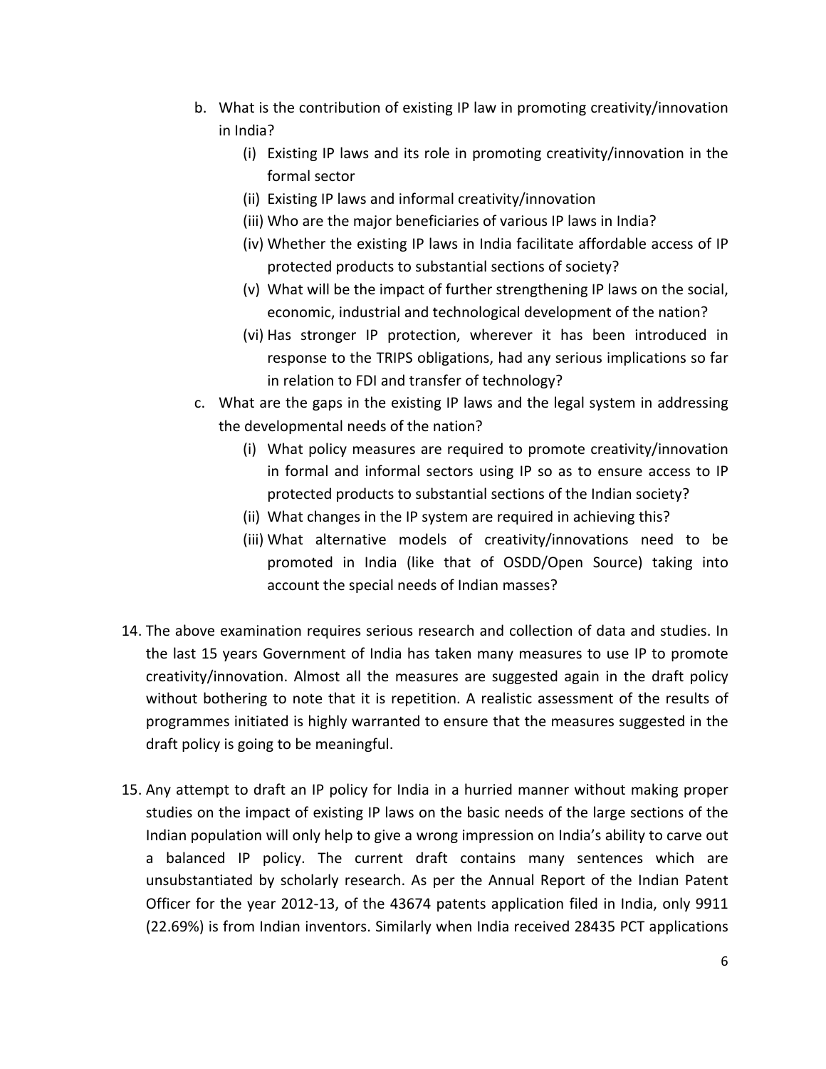b. What is the contribution of existing IP law in promoting creativity/innovation in India?
    - (i) Existing IP laws and its role in promoting creativity/innovation in the formal sector
    - (ii) Existing IP laws and informal creativity/innovation
    - (iii) Who are the major beneficiaries of various IP laws in India?
    - (iv) Whether the existing IP laws in India facilitate affordable access of IP protected products to substantial sections of society?
    - (v) What will be the impact of further strengthening IP laws on the social, economic, industrial and technological development of the nation?
    - (vi) Has stronger IP protection, wherever it has been introduced in response to the TRIPS obligations, had any serious implications so far in relation to FDI and transfer of technology?

c. What are the gaps in the existing IP laws and the legal system in addressing the developmental needs of the nation?
    - (i) What policy measures are required to promote creativity/innovation in formal and informal sectors using IP so as to ensure access to IP protected products to substantial sections of the Indian society?
    - (ii) What changes in the IP system are required in achieving this?
    - (iii) What alternative models of creativity/innovations need to be promoted in India (like that of OSDD/Open Source) taking into account the special needs of Indian masses?

14. The above examination requires serious research and collection of data and studies. In the last 15 years Government of India has taken many measures to use IP to promote creativity/innovation. Almost all the measures are suggested again in the draft policy without bothering to note that it is repetition. A realistic assessment of the results of programmes initiated is highly warranted to ensure that the measures suggested in the draft policy is going to be meaningful.

15. Any attempt to draft an IP policy for India in a hurried manner without making proper studies on the impact of existing IP laws on the basic needs of the large sections of the Indian population will only help to give a wrong impression on India's ability to carve out a balanced IP policy. The current draft contains many sentences which are unsubstantiated by scholarly research. As per the Annual Report of the Indian Patent Officer for the year 2012-13, of the 43674 patents application filed in India, only 9911 (22.69%) is from Indian inventors. Similarly when India received 28435 PCT applications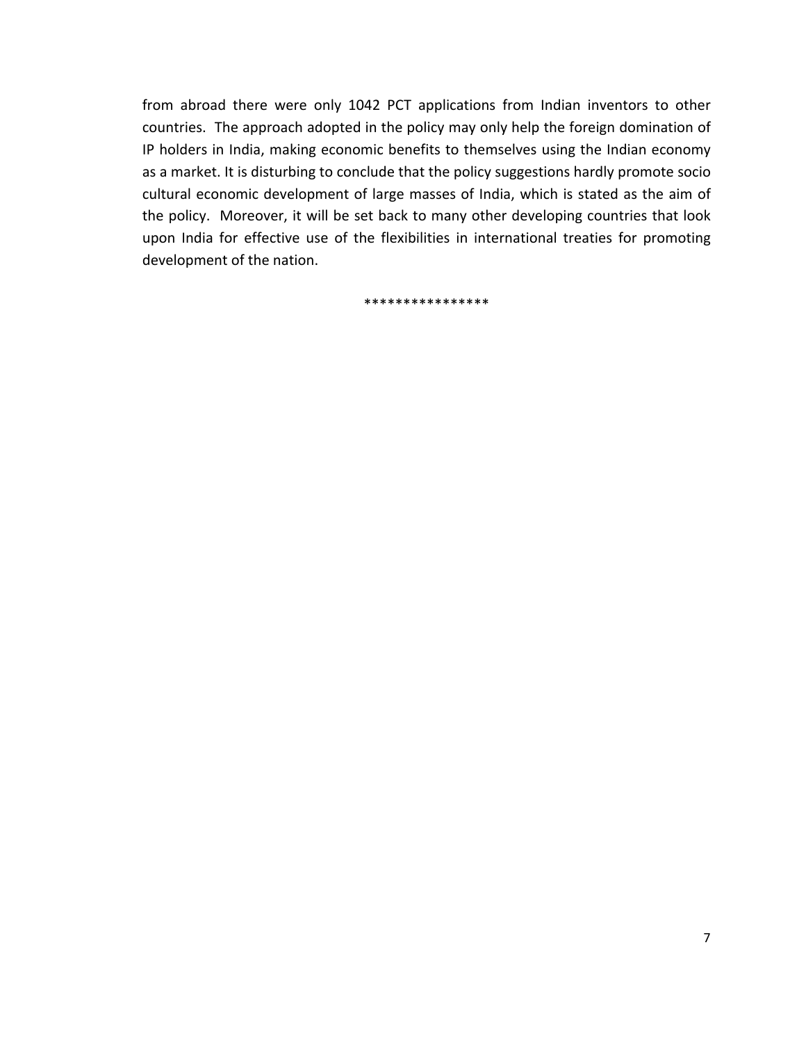from abroad there were only 1042 PCT applications from Indian inventors to other countries. The approach adopted in the policy may only help the foreign domination of IP holders in India, making economic benefits to themselves using the Indian economy as a market. It is disturbing to conclude that the policy suggestions hardly promote socio cultural economic development of large masses of India, which is stated as the aim of the policy. Moreover, it will be set back to many other developing countries that look upon India for effective use of the flexibilities in international treaties for promoting development of the nation.

****************